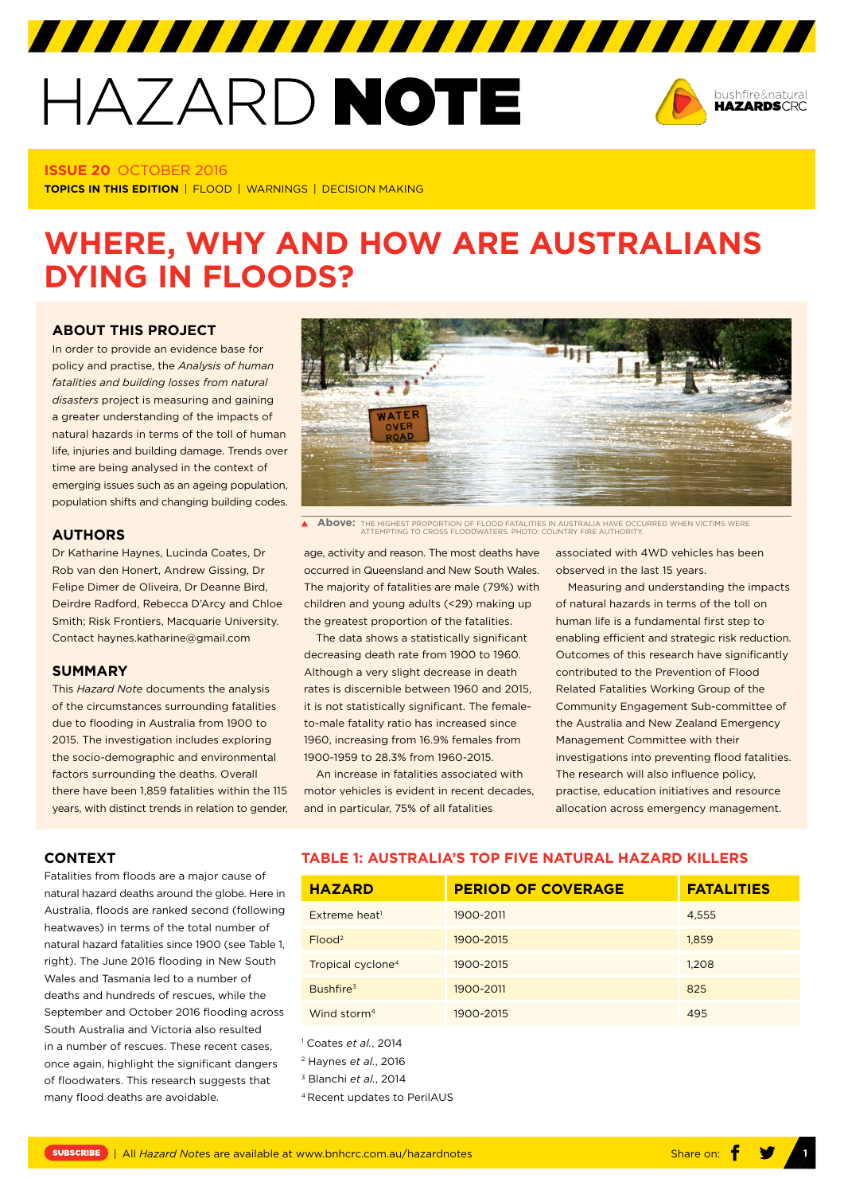# HAZARD NOTE

**ISSUE 20** OCTOBER 2016

**TOPICS IN THIS EDITION** | FLOOD | WARNINGS | DECISION MAKING

## WHERE, WHY AND HOW ARE AUSTRALIANS DYING IN FLOODS?

### ABOUT THIS PROJECT

In order to provide an evidence base for policy and practise, the *Analysis of human fatalities and building losses from natural disasters* project is measuring and gaining a greater understanding of the impacts of natural hazards in terms of the toll of human life, injuries and building damage. Trends over time are being analysed in the context of emerging issues such as an ageing population, population shifts and changing building codes.

### AUTHORS

Dr Katharine Haynes, Lucinda Coates, Dr Rob van den Honert, Andrew Gissing, Dr Felipe Dimer de Oliveira, Dr Deanne Bird, Deirdre Radford, Rebecca D'Arcy and Chloe Smith; Risk Frontiers, Macquarie University. Contact haynes.katharine@gmail.com

### SUMMARY

This *Hazard Note* documents the analysis of the circumstances surrounding fatalities due to flooding in Australia from 1900 to 2015. The investigation includes exploring the socio-demographic and environmental factors surrounding the deaths. Overall there have been 1,859 fatalities within the 115 years, with distinct trends in relation to gender, age, activity and reason. The most deaths have occurred in Queensland and New South Wales. The majority of fatalities are male (79%) with children and young adults (<29) making up the greatest proportion of the fatalities.

The data shows a statistically significant decreasing death rate from 1900 to 1960. Although a very slight decrease in death rates is discernible between 1960 and 2015, it is not statistically significant. The female-to-male fatality ratio has increased since 1960, increasing from 16.9% females from 1900-1959 to 28.3% from 1960-2015.

An increase in fatalities associated with motor vehicles is evident in recent decades, and in particular, 75% of all fatalities associated with 4WD vehicles has been observed in the last 15 years.

Measuring and understanding the impacts of natural hazards in terms of the toll on human life is a fundamental first step to enabling efficient and strategic risk reduction. Outcomes of this research have significantly contributed to the Flood Related Fatalities Working Group of the Community Engagement Sub-committee of the Australia and New Zealand Emergency Management Committee with their investigations into preventing flood fatalities. The research will also influence policy, practise, education initiatives and resource allocation across emergency management.

**Above:** THE HIGHEST PROPORTION OF FLOOD FATALITIES IN AUSTRALIA HAVE OCCURRED WHEN VICTIMS WERE ATTEMPTING TO CROSS FLOODWATERS. PHOTO: COUNTRY FIRE AUTHORITY.

### CONTEXT

Fatalities from floods are a major cause of natural hazard deaths around the globe. Here in Australia, floods are ranked second (following heatwaves) in terms of the total number of natural hazard fatalities since 1900 (see Table 1, right). The June 2016 flooding in New South Wales and Tasmania led to a number of deaths and hundreds of rescues, while the September and October 2016 flooding across South Australia and Victoria also resulted in a number of rescues. These recent cases, once again, highlight the significant dangers of floodwaters. This research suggests that many flood deaths are avoidable.

### TABLE 1: AUSTRALIA'S TOP FIVE NATURAL HAZARD KILLERS

| HAZARD | PERIOD OF COVERAGE | FATALITIES |
|---|---|---|
| Extreme heat[1] | 1900-2011 | 4,555 |
| Flood[2] | 1900-2015 | 1,859 |
| Tropical cyclone[4] | 1900-2015 | 1,208 |
| Bushfire[3] | 1900-2011 | 825 |
| Wind storm[4] | 1900-2015 | 495 |

[1] Coates *et al.*, 2014
[2] Haynes *et al.*, 2016
[3] Blanchi *et al.*, 2014
[4] Recent updates to PerilAUS

SUBSCRIBE | All *Hazard Notes* are available at www.bnhcrc.com.au/hazardnotes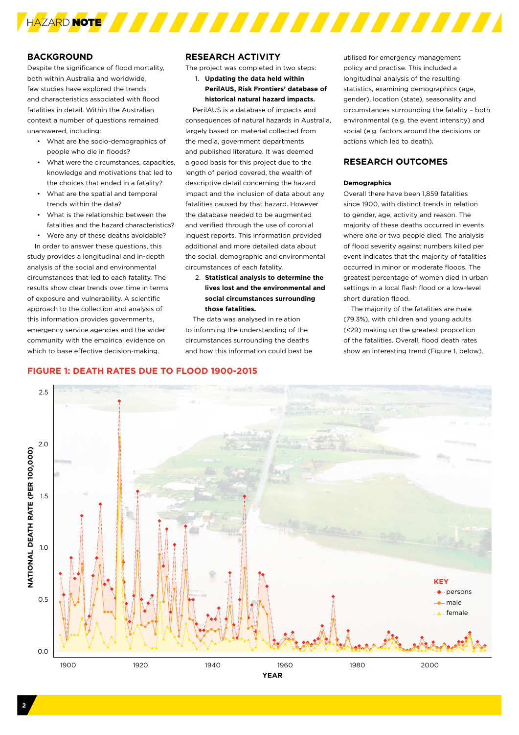## BACKGROUND

Despite the significance of flood mortality, both within Australia and worldwide, few studies have explored the trends and characteristics associated with flood fatalities in detail. Within the Australian context a number of questions remained unanswered, including:

- What are the socio-demographics of people who die in floods?
- What were the circumstances, capacities, knowledge and motivations that led to the choices that ended in a fatality?
- What are the spatial and temporal trends within the data?
- What is the relationship between the fatalities and the hazard characteristics?
- Were any of these deaths avoidable?

In order to answer these questions, this study provides a longitudinal and in-depth analysis of the social and environmental circumstances that led to each fatality. The results show clear trends over time in terms of exposure and vulnerability. A scientific approach to the collection and analysis of this information provides governments, emergency service agencies and the wider community with the empirical evidence on which to base effective decision-making.

## RESEARCH ACTIVITY

The project was completed in two steps:

1. **Updating the data held within PerilAUS, Risk Frontiers' database of historical natural hazard impacts.**

PerilAUS is a database of impacts and consequences of natural hazards in Australia, largely based on material collected from the media, government departments and published literature. It was deemed a good basis for this project due to the length of period covered, the wealth of descriptive detail concerning the hazard impact and the inclusion of data about any fatalities caused by that hazard. However the database needed to be augmented and verified through the use of coronial inquest reports. This information provided additional and more detailed data about the social, demographic and environmental circumstances of each fatality.

2. **Statistical analysis to determine the lives lost and the environmental and social circumstances surrounding those fatalities.**

The data was analysed in relation to informing the understanding of the circumstances surrounding the deaths and how this information could best be utilised for emergency management policy and practise. This included a longitudinal analysis of the resulting statistics, examining demographics (age, gender), location (state), seasonality and circumstances surrounding the fatality – both environmental (e.g. the event intensity) and social (e.g. factors around the decisions or actions which led to death).

## RESEARCH OUTCOMES

**Demographics**

Overall there have been 1,859 fatalities since 1900, with distinct trends in relation to gender, age, activity and reason. The majority of these deaths occurred in events where one or two people died. The analysis of flood severity against numbers killed per event indicates that the majority of fatalities occurred in minor or moderate floods. The greatest percentage of women died in urban settings in a local flash flood or a low-level short duration flood.

The majority of the fatalities are male (79.3%), with children and young adults (<29) making up the greatest proportion of the fatalities. Overall, flood death rates show an interesting trend (Figure 1, below).

**FIGURE 1: DEATH RATES DUE TO FLOOD 1900-2015**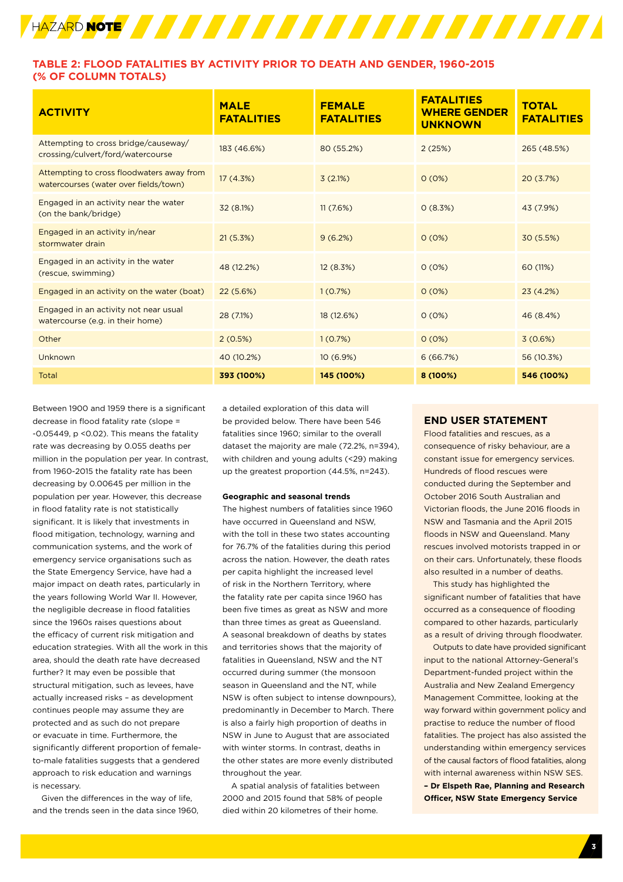## TABLE 2: FLOOD FATALITIES BY ACTIVITY PRIOR TO DEATH AND GENDER, 1960-2015 (% OF COLUMN TOTALS)

| ACTIVITY | MALE FATALITIES | FEMALE FATALITIES | FATALITIES WHERE GENDER UNKNOWN | TOTAL FATALITIES |
|---|---|---|---|---|
| Attempting to cross bridge/causeway/ crossing/culvert/ford/watercourse | 183 (46.6%) | 80 (55.2%) | 2 (25%) | 265 (48.5%) |
| Attempting to cross floodwaters away from watercourses (water over fields/town) | 17 (4.3%) | 3 (2.1%) | 0 (0%) | 20 (3.7%) |
| Engaged in an activity near the water (on the bank/bridge) | 32 (8.1%) | 11 (7.6%) | 0 (8.3%) | 43 (7.9%) |
| Engaged in an activity in/near stormwater drain | 21 (5.3%) | 9 (6.2%) | 0 (0%) | 30 (5.5%) |
| Engaged in an activity in the water (rescue, swimming) | 48 (12.2%) | 12 (8.3%) | 0 (0%) | 60 (11%) |
| Engaged in an activity on the water (boat) | 22 (5.6%) | 1 (0.7%) | 0 (0%) | 23 (4.2%) |
| Engaged in an activity not near usual watercourse (e.g. in their home) | 28 (7.1%) | 18 (12.6%) | 0 (0%) | 46 (8.4%) |
| Other | 2 (0.5%) | 1 (0.7%) | 0 (0%) | 3 (0.6%) |
| Unknown | 40 (10.2%) | 10 (6.9%) | 6 (66.7%) | 56 (10.3%) |
| Total | **393 (100%)** | **145 (100%)** | **8 (100%)** | **546 (100%)** |

Between 1900 and 1959 there is a significant decrease in flood fatality rate (slope = -0.05449, $p < 0.02$). This means the fatality rate was decreasing by 0.055 deaths per million in the population per year. In contrast, from 1960-2015 the fatality rate has been decreasing by 0.00645 per million in the population per year. However, this decrease in flood fatality rate is not statistically significant. It is likely that investments in flood mitigation, technology, warning and communication systems, and the work of emergency service organisations such as the State Emergency Service, have had a major impact on death rates, particularly in the years following World War II. However, the negligible decrease in flood fatalities since the 1960s raises questions about the efficacy of current risk mitigation and education strategies. With all the work in this area, should the death rate have decreased further? It may even be possible that structural mitigation, such as levees, have actually increased risks – as development continues people may assume they are protected and as such do not prepare or evacuate in time. Furthermore, the significantly different proportion of female-to-male fatalities suggests that a gendered approach to risk education and warnings is necessary.

Given the differences in the way of life, and the trends seen in the data since 1960, a detailed exploration of this data will be provided below. There have been 546 fatalities since 1960; similar to the overall dataset the majority are male (72.2%, n=394), with children and young adults (<29) making up the greatest proportion (44.5%, n=243).

### Geographic and seasonal trends

The highest numbers of fatalities since 1960 have occurred in Queensland and NSW, with the toll in these two states accounting for 76.7% of the fatalities during this period across the nation. However, the death rates per capita highlight the increased level of risk in the Northern Territory, where the fatality rate per capita since 1960 has been five times as great as NSW and more than three times as great as Queensland. A seasonal breakdown of deaths by states and territories shows that the majority of fatalities in Queensland, NSW and the NT occurred during summer (the monsoon season in Queensland and the NT, while NSW is often subject to intense downpours), predominantly in December to March. There is also a fairly high proportion of deaths in NSW in June to August that are associated with winter storms. In contrast, deaths in the other states are more evenly distributed throughout the year.

A spatial analysis of fatalities between 2000 and 2015 found that 58% of people died within 20 kilometres of their home.

## END USER STATEMENT

Flood fatalities and rescues, as a consequence of risky behaviour, are a constant issue for emergency services. Hundreds of flood rescues were conducted during the September and October 2016 South Australian and Victorian floods, the June 2016 floods in NSW and Tasmania and the April 2015 floods in NSW and Queensland. Many rescues involved motorists trapped in or on their cars. Unfortunately, these floods also resulted in a number of deaths.

This study has highlighted the significant number of fatalities that have occurred as a consequence of flooding compared to other hazards, particularly as a result of driving through floodwater.

Outputs to date have provided significant input to the national Attorney-General's Department-funded project within the Australia and New Zealand Emergency Management Committee, looking at the way forward within government policy and practise to reduce the number of flood fatalities. The project has also assisted the understanding within emergency services of the causal factors of flood fatalities, along with internal awareness within NSW SES.

**– Dr Elspeth Rae, Planning and Research Officer, NSW State Emergency Service**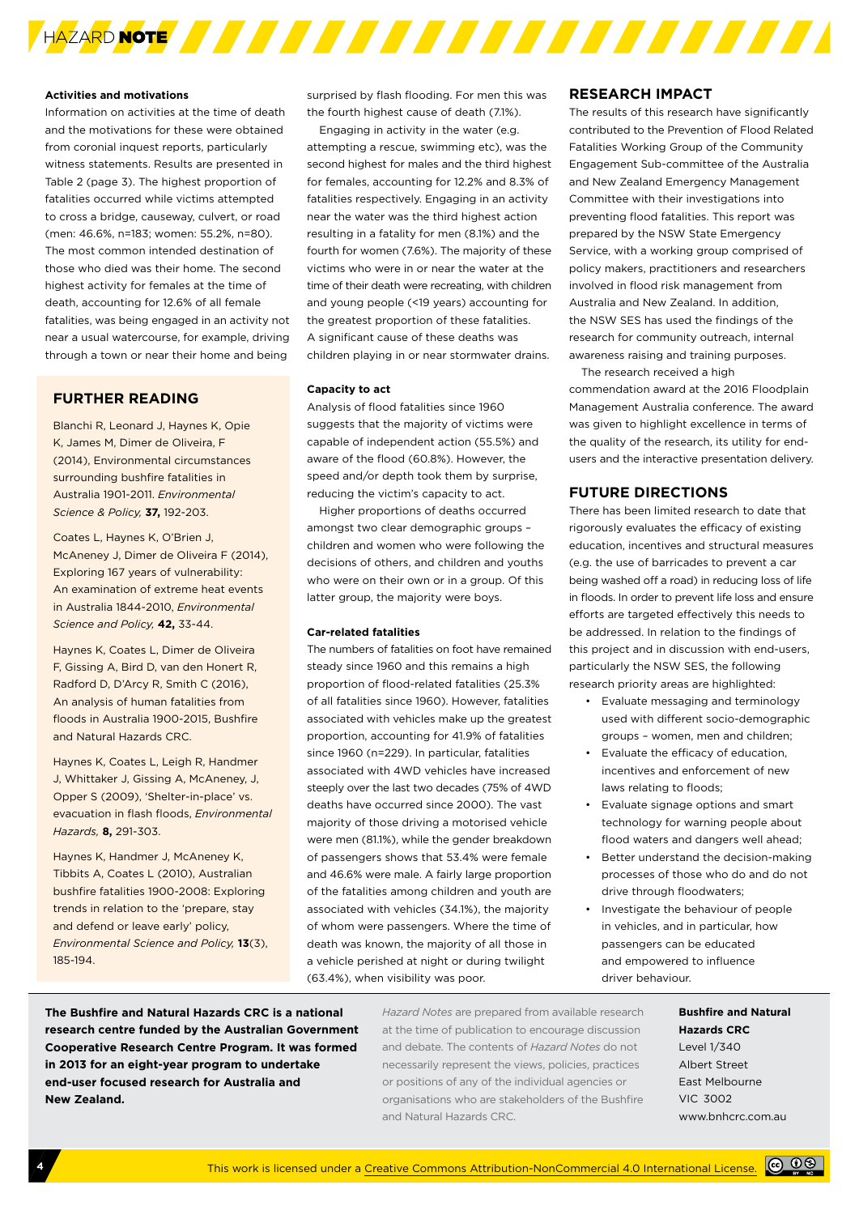#### Activities and motivations

Information on activities at the time of death and the motivations for these were obtained from coronial inquest reports, particularly witness statements. Results are presented in Table 2 (page 3). The highest proportion of fatalities occurred while victims attempted to cross a bridge, causeway, culvert, or road (men: 46.6%, n=183; women: 55.2%, n=80). The most common intended destination of those who died was their home. The second highest activity for females at the time of death, accounting for 12.6% of all female fatalities, was being engaged in an activity not near a usual watercourse, for example, driving through a town or near their home and being surprised by flash flooding. For men this was the fourth highest cause of death (7.1%).

Engaging in activity in the water (e.g. attempting a rescue, swimming etc), was the second highest for males and the third highest for females, accounting for 12.2% and 8.3% of fatalities respectively. Engaging in an activity near the water was the third highest action resulting in a fatality for men (8.1%) and the fourth for women (7.6%). The majority of these victims who were in or near the water at the time of their death were recreating, with children and young people (<19 years) accounting for the greatest proportion of these fatalities. A significant cause of these deaths was children playing in or near stormwater drains.

#### Capacity to act

Analysis of flood fatalities since 1960 suggests that the majority of victims were capable of independent action (55.5%) and aware of the flood (60.8%). However, the speed and/or depth took them by surprise, reducing the victim's capacity to act.

Higher proportions of deaths occurred amongst two clear demographic groups – children and women who were following the decisions of others, and children and youths who were on their own or in a group. Of this latter group, the majority were boys.

#### Car-related fatalities

The numbers of fatalities on foot have remained steady since 1960 and this remains a high proportion of flood-related fatalities (25.3% of all fatalities since 1960). However, fatalities associated with vehicles make up the greatest proportion, accounting for 41.9% of fatalities since 1960 (n=229). In particular, fatalities associated with 4WD vehicles have increased steeply over the last two decades (75% of 4WD deaths have occurred since 2000). The vast majority of those driving a motorised vehicle were men (81.1%), while the gender breakdown of passengers shows that 53.4% were female and 46.6% were male. A fairly large proportion of the fatalities among children and youth are associated with vehicles (34.1%), the majority of whom were passengers. Where the time of death was known, the majority of all those in a vehicle perished at night or during twilight (63.4%), when visibility was poor.

## RESEARCH IMPACT

The results of this research have significantly contributed to the Prevention of Flood Related Fatalities Working Group of the Community Engagement Sub-committee of the Australia and New Zealand Emergency Management Committee with their investigations into preventing flood fatalities. This report was prepared by the NSW State Emergency Service, with a working group comprised of policy makers, practitioners and researchers involved in flood risk management from Australia and New Zealand. In addition, the NSW SES has used the findings of the research for community outreach, internal awareness raising and training purposes.

The research received a high commendation award at the 2016 Floodplain Management Australia conference. The award was given to highlight excellence in terms of the quality of the research, its utility for end-users and the interactive presentation delivery.

## FUTURE DIRECTIONS

There has been limited research to date that rigorously evaluates the efficacy of existing education, incentives and structural measures (e.g. the use of barricades to prevent a car being washed off a road) in reducing loss of life in floods. In order to prevent life loss and ensure efforts are targeted effectively this needs to be addressed. In relation to the findings of this project and in discussion with end-users, particularly the NSW SES, the following research priority areas are highlighted:

- Evaluate messaging and terminology used with different socio-demographic groups – women, men and children;
- Evaluate the efficacy of education, incentives and enforcement of new laws relating to floods;
- Evaluate signage options and smart technology for warning people about flood waters and dangers well ahead;
- Better understand the decision-making processes of those who do and do not drive through floodwaters;
- Investigate the behaviour of people in vehicles, and in particular, how passengers can be educated and empowered to influence driver behaviour.

## FURTHER READING

Blanchi R, Leonard J, Haynes K, Opie K, James M, Dimer de Oliveira, F (2014), Environmental circumstances surrounding bushfire fatalities in Australia 1901-2011. *Environmental Science & Policy,* **37,** 192-203.

Coates L, Haynes K, O'Brien J, McAneney J, Dimer de Oliveira F (2014), Exploring 167 years of vulnerability: An examination of extreme heat events in Australia 1844-2010, *Environmental Science and Policy,* **42,** 33-44.

Haynes K, Coates L, Dimer de Oliveira F, Gissing A, Bird D, van den Honert R, Radford D, D'Arcy R, Smith C (2016), An analysis of human fatalities from floods in Australia 1900-2015, Bushfire and Natural Hazards CRC.

Haynes K, Coates L, Leigh R, Handmer J, Whittaker J, Gissing A, McAneney, J, Opper S (2009), 'Shelter-in-place' vs. evacuation in flash floods, *Environmental Hazards,* **8,** 291-303.

Haynes K, Handmer J, McAneney K, Tibbits A, Coates L (2010), Australian bushfire fatalities 1900-2008: Exploring trends in relation to the 'prepare, stay and defend or leave early' policy, *Environmental Science and Policy,* **13**(3), 185-194.

**The Bushfire and Natural Hazards CRC is a national research centre funded by the Australian Government Cooperative Research Centre Program. It was formed in 2013 for an eight-year program to undertake end-user focused research for Australia and New Zealand.**

*Hazard Notes* are prepared from available research at the time of publication to encourage discussion and debate. The contents of *Hazard Notes* do not necessarily represent the views, policies, practices or positions of any of the individual agencies or organisations who are stakeholders of the Bushfire and Natural Hazards CRC.

**Bushfire and Natural Hazards CRC**
Level 1/340
Albert Street
East Melbourne
VIC 3002
www.bnhcrc.com.au

This work is licensed under a Creative Commons Attribution-NonCommercial 4.0 International License.